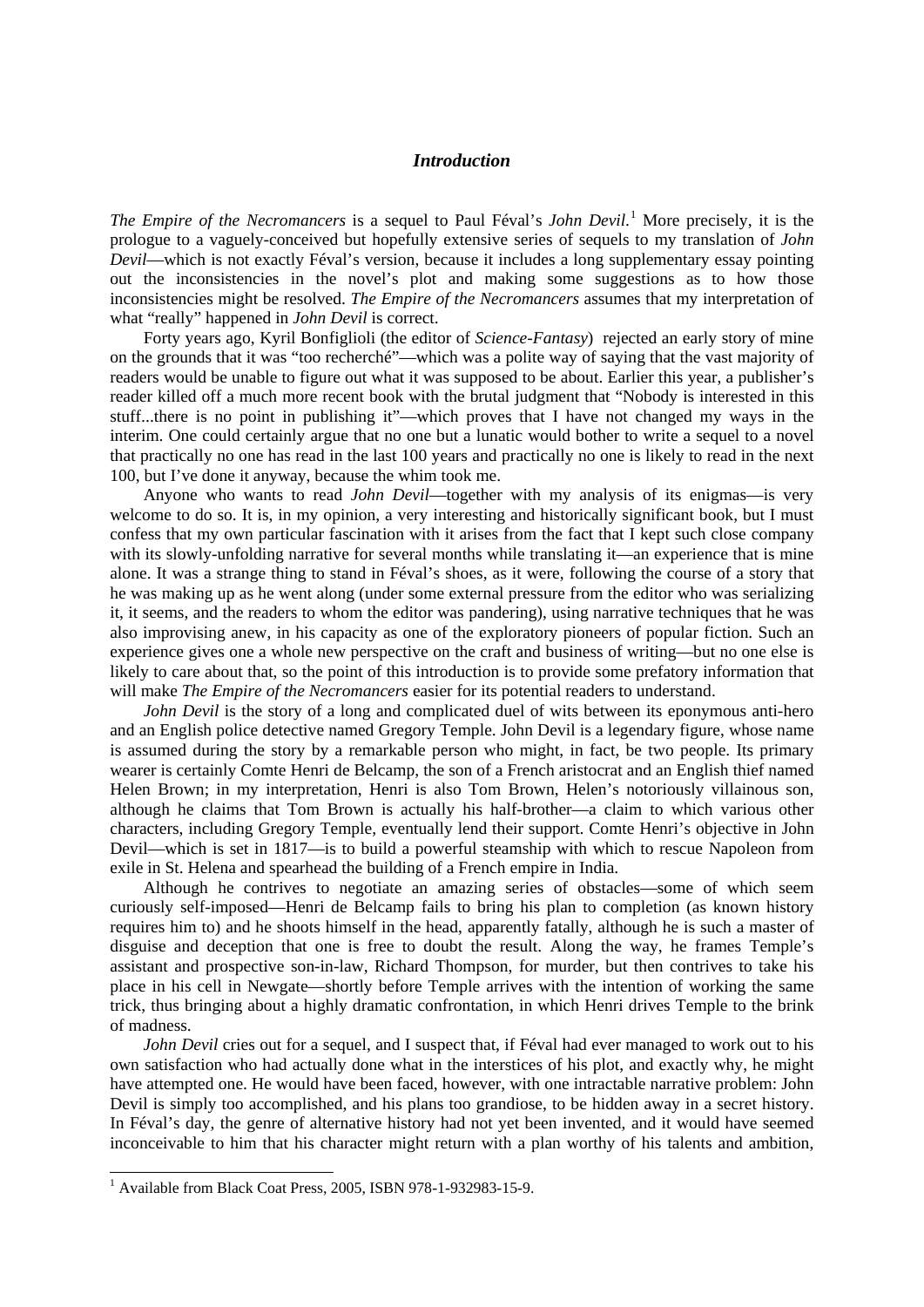### *Introduction*

*The Empire of the Necromancers* is a sequel to Paul Féval's *John Devil.*[1] More precisely, it is the prologue to a vaguely-conceived but hopefully extensive series of sequels to my translation of *John Devil*—which is not exactly Féval's version, because it includes a long supplementary essay pointing out the inconsistencies in the novel's plot and making some suggestions as to how those inconsistencies might be resolved. *The Empire of the Necromancers* assumes that my interpretation of what "really" happened in *John Devil* is correct.

Forty years ago, Kyril Bonfiglioli (the editor of *Science-Fantasy*) rejected an early story of mine on the grounds that it was "too recherché"—which was a polite way of saying that the vast majority of readers would be unable to figure out what it was supposed to be about. Earlier this year, a publisher's reader killed off a much more recent book with the brutal judgment that "Nobody is interested in this stuff...there is no point in publishing it"—which proves that I have not changed my ways in the interim. One could certainly argue that no one but a lunatic would bother to write a sequel to a novel that practically no one has read in the last 100 years and practically no one is likely to read in the next 100, but I've done it anyway, because the whim took me.

Anyone who wants to read *John Devil*—together with my analysis of its enigmas—is very welcome to do so. It is, in my opinion, a very interesting and historically significant book, but I must confess that my own particular fascination with it arises from the fact that I kept such close company with its slowly-unfolding narrative for several months while translating it—an experience that is mine alone. It was a strange thing to stand in Féval's shoes, as it were, following the course of a story that he was making up as he went along (under some external pressure from the editor who was serializing it, it seems, and the readers to whom the editor was pandering), using narrative techniques that he was also improvising anew, in his capacity as one of the exploratory pioneers of popular fiction. Such an experience gives one a whole new perspective on the craft and business of writing—but no one else is likely to care about that, so the point of this introduction is to provide some prefatory information that will make *The Empire of the Necromancers* easier for its potential readers to understand.

*John Devil* is the story of a long and complicated duel of wits between its eponymous anti-hero and an English police detective named Gregory Temple. John Devil is a legendary figure, whose name is assumed during the story by a remarkable person who might, in fact, be two people. Its primary wearer is certainly Comte Henri de Belcamp, the son of a French aristocrat and an English thief named Helen Brown; in my interpretation, Henri is also Tom Brown, Helen's notoriously villainous son, although he claims that Tom Brown is actually his half-brother—a claim to which various other characters, including Gregory Temple, eventually lend their support. Comte Henri's objective in John Devil—which is set in 1817—is to build a powerful steamship with which to rescue Napoleon from exile in St. Helena and spearhead the building of a French empire in India.

Although he contrives to negotiate an amazing series of obstacles—some of which seem curiously self-imposed—Henri de Belcamp fails to bring his plan to completion (as known history requires him to) and he shoots himself in the head, apparently fatally, although he is such a master of disguise and deception that one is free to doubt the result. Along the way, he frames Temple's assistant and prospective son-in-law, Richard Thompson, for murder, but then contrives to take his place in his cell in Newgate—shortly before Temple arrives with the intention of working the same trick, thus bringing about a highly dramatic confrontation, in which Henri drives Temple to the brink of madness.

*John Devil* cries out for a sequel, and I suspect that, if Féval had ever managed to work out to his own satisfaction who had actually done what in the interstices of his plot, and exactly why, he might have attempted one. He would have been faced, however, with one intractable narrative problem: John Devil is simply too accomplished, and his plans too grandiose, to be hidden away in a secret history. In Féval's day, the genre of alternative history had not yet been invented, and it would have seemed inconceivable to him that his character might return with a plan worthy of his talents and ambition,

[1] Available from Black Coat Press, 2005, ISBN 978-1-932983-15-9.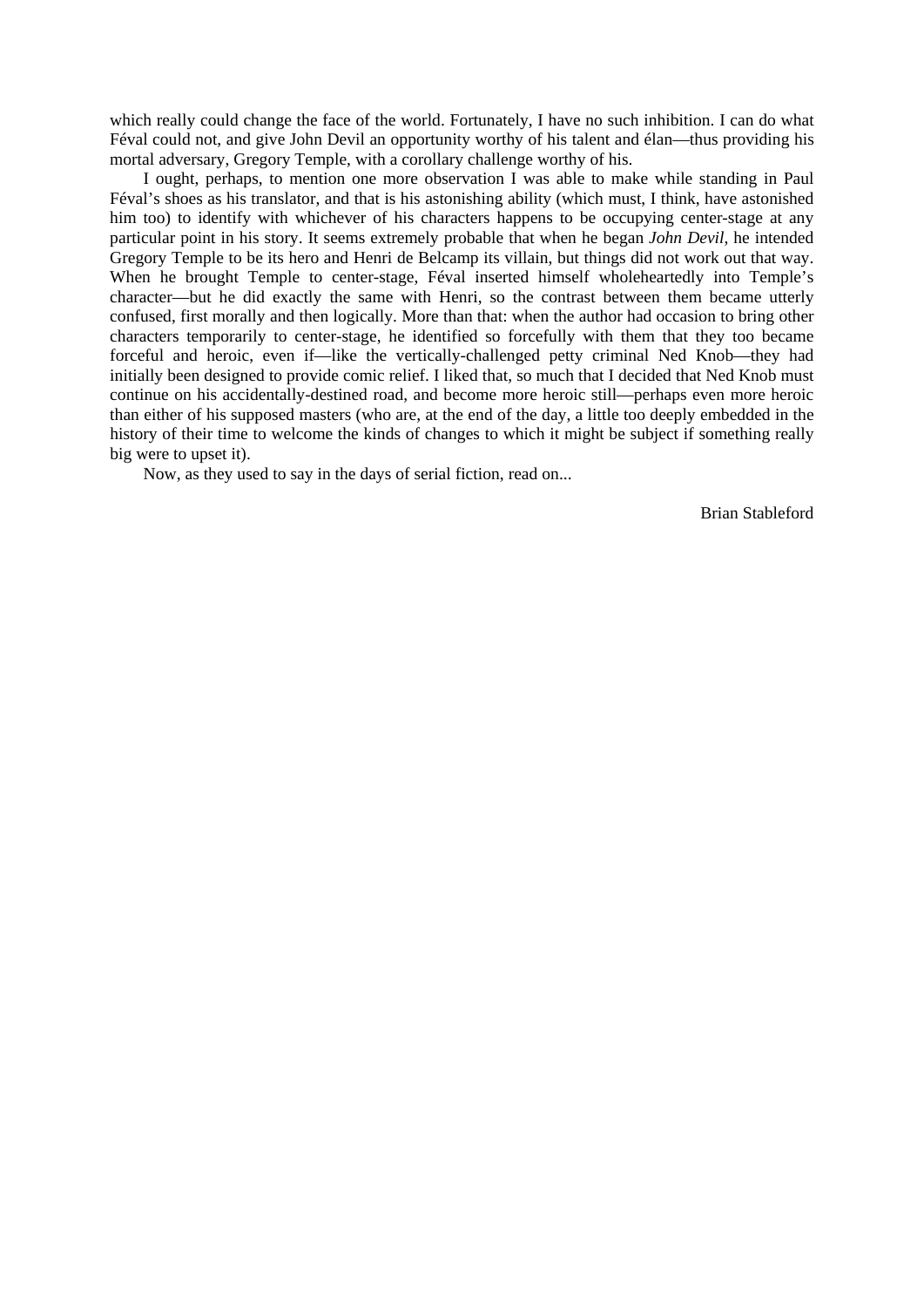which really could change the face of the world. Fortunately, I have no such inhibition. I can do what Féval could not, and give John Devil an opportunity worthy of his talent and élan—thus providing his mortal adversary, Gregory Temple, with a corollary challenge worthy of his.

I ought, perhaps, to mention one more observation I was able to make while standing in Paul Féval's shoes as his translator, and that is his astonishing ability (which must, I think, have astonished him too) to identify with whichever of his characters happens to be occupying center-stage at any particular point in his story. It seems extremely probable that when he began *John Devil*, he intended Gregory Temple to be its hero and Henri de Belcamp its villain, but things did not work out that way. When he brought Temple to center-stage, Féval inserted himself wholeheartedly into Temple's character—but he did exactly the same with Henri, so the contrast between them became utterly confused, first morally and then logically. More than that: when the author had occasion to bring other characters temporarily to center-stage, he identified so forcefully with them that they too became forceful and heroic, even if—like the vertically-challenged petty criminal Ned Knob—they had initially been designed to provide comic relief. I liked that, so much that I decided that Ned Knob must continue on his accidentally-destined road, and become more heroic still—perhaps even more heroic than either of his supposed masters (who are, at the end of the day, a little too deeply embedded in the history of their time to welcome the kinds of changes to which it might be subject if something really big were to upset it).

Now, as they used to say in the days of serial fiction, read on...

Brian Stableford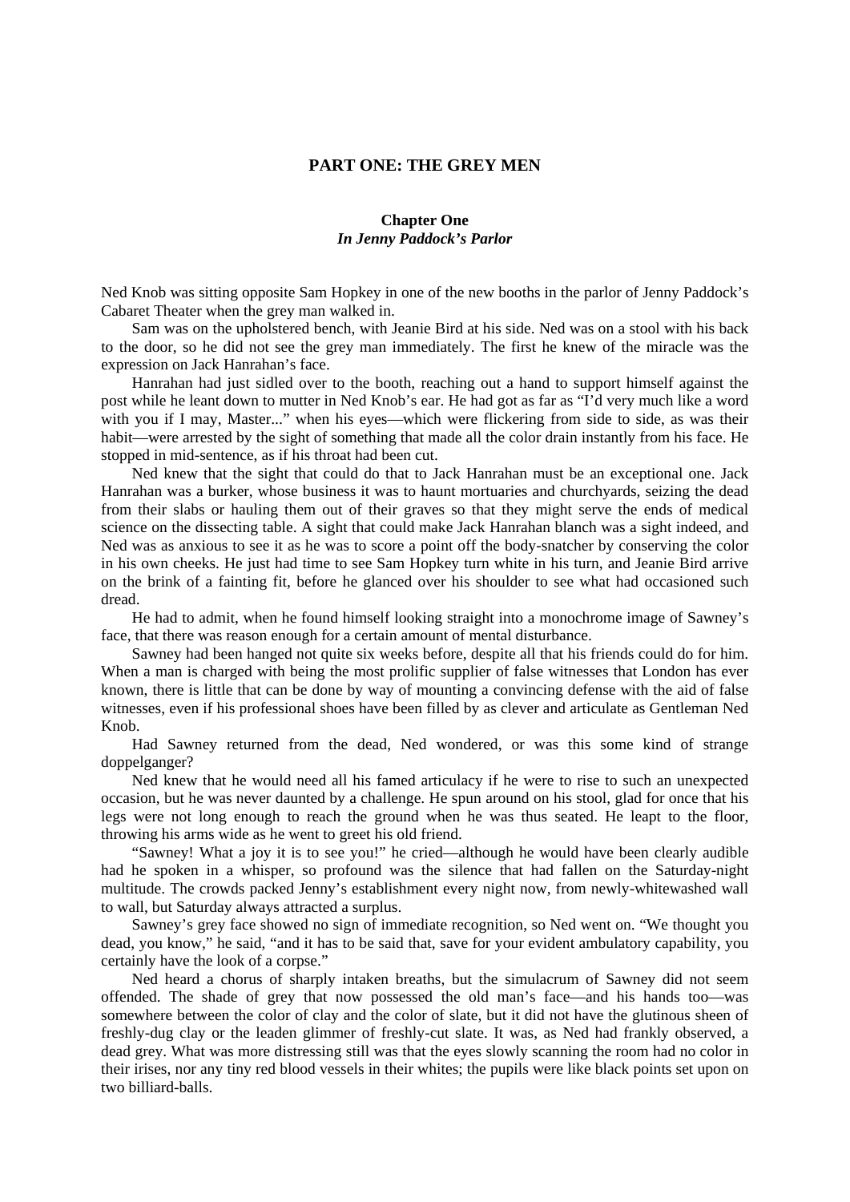## PART ONE: THE GREY MEN

### Chapter One
### *In Jenny Paddock's Parlor*

Ned Knob was sitting opposite Sam Hopkey in one of the new booths in the parlor of Jenny Paddock's Cabaret Theater when the grey man walked in.

Sam was on the upholstered bench, with Jeanie Bird at his side. Ned was on a stool with his back to the door, so he did not see the grey man immediately. The first he knew of the miracle was the expression on Jack Hanrahan's face.

Hanrahan had just sidled over to the booth, reaching out a hand to support himself against the post while he leant down to mutter in Ned Knob's ear. He had got as far as "I'd very much like a word with you if I may, Master..." when his eyes—which were flickering from side to side, as was their habit—were arrested by the sight of something that made all the color drain instantly from his face. He stopped in mid-sentence, as if his throat had been cut.

Ned knew that the sight that could do that to Jack Hanrahan must be an exceptional one. Jack Hanrahan was a burker, whose business it was to haunt mortuaries and churchyards, seizing the dead from their slabs or hauling them out of their graves so that they might serve the ends of medical science on the dissecting table. A sight that could make Jack Hanrahan blanch was a sight indeed, and Ned was as anxious to see it as he was to score a point off the body-snatcher by conserving the color in his own cheeks. He just had time to see Sam Hopkey turn white in his turn, and Jeanie Bird arrive on the brink of a fainting fit, before he glanced over his shoulder to see what had occasioned such dread.

He had to admit, when he found himself looking straight into a monochrome image of Sawney's face, that there was reason enough for a certain amount of mental disturbance.

Sawney had been hanged not quite six weeks before, despite all that his friends could do for him. When a man is charged with being the most prolific supplier of false witnesses that London has ever known, there is little that can be done by way of mounting a convincing defense with the aid of false witnesses, even if his professional shoes have been filled by as clever and articulate as Gentleman Ned Knob.

Had Sawney returned from the dead, Ned wondered, or was this some kind of strange doppelganger?

Ned knew that he would need all his famed articulacy if he were to rise to such an unexpected occasion, but he was never daunted by a challenge. He spun around on his stool, glad for once that his legs were not long enough to reach the ground when he was thus seated. He leapt to the floor, throwing his arms wide as he went to greet his old friend.

"Sawney! What a joy it is to see you!" he cried—although he would have been clearly audible had he spoken in a whisper, so profound was the silence that had fallen on the Saturday-night multitude. The crowds packed Jenny's establishment every night now, from newly-whitewashed wall to wall, but Saturday always attracted a surplus.

Sawney's grey face showed no sign of immediate recognition, so Ned went on. "We thought you dead, you know," he said, "and it has to be said that, save for your evident ambulatory capability, you certainly have the look of a corpse."

Ned heard a chorus of sharply intaken breaths, but the simulacrum of Sawney did not seem offended. The shade of grey that now possessed the old man's face—and his hands too—was somewhere between the color of clay and the color of slate, but it did not have the glutinous sheen of freshly-dug clay or the leaden glimmer of freshly-cut slate. It was, as Ned had frankly observed, a dead grey. What was more distressing still was that the eyes slowly scanning the room had no color in their irises, nor any tiny red blood vessels in their whites; the pupils were like black points set upon on two billiard-balls.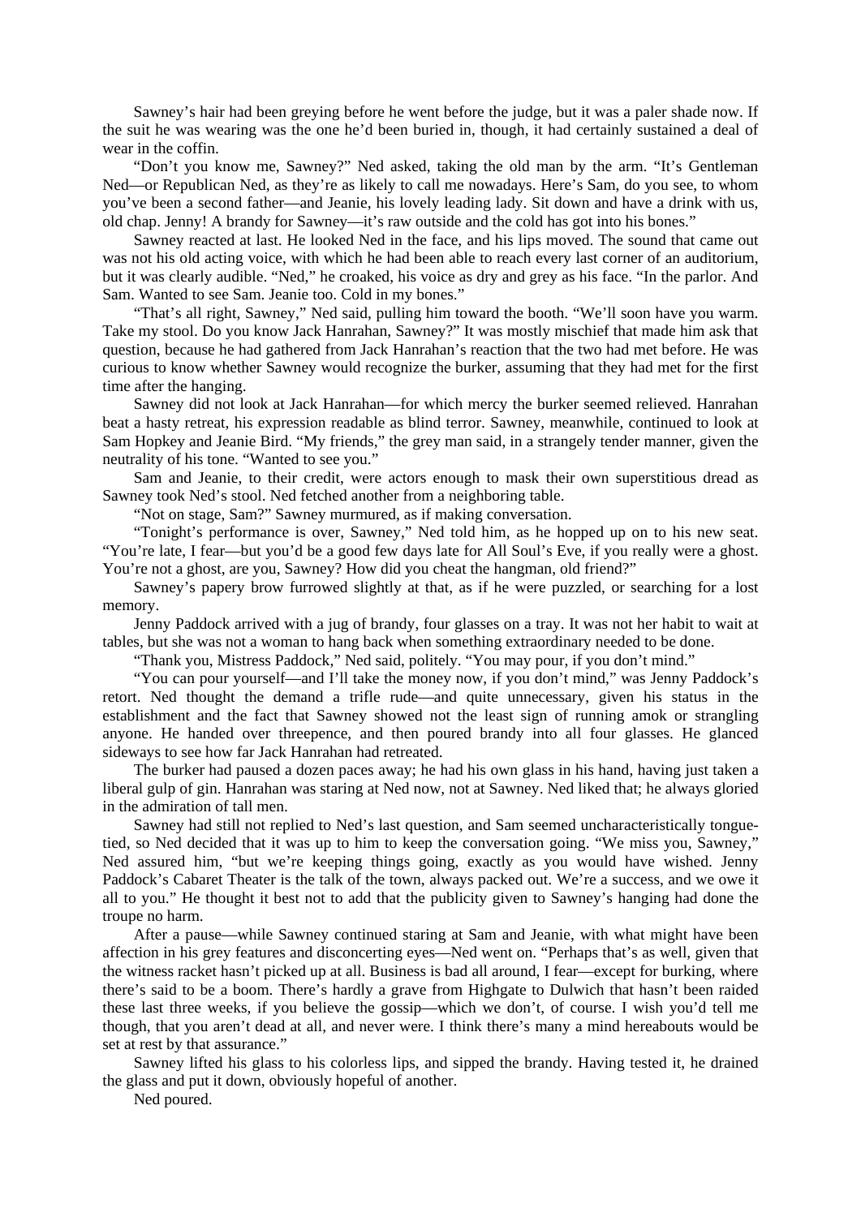Sawney's hair had been greying before he went before the judge, but it was a paler shade now. If the suit he was wearing was the one he'd been buried in, though, it had certainly sustained a deal of wear in the coffin.

"Don't you know me, Sawney?" Ned asked, taking the old man by the arm. "It's Gentleman Ned—or Republican Ned, as they're as likely to call me nowadays. Here's Sam, do you see, to whom you've been a second father—and Jeanie, his lovely leading lady. Sit down and have a drink with us, old chap. Jenny! A brandy for Sawney—it's raw outside and the cold has got into his bones."

Sawney reacted at last. He looked Ned in the face, and his lips moved. The sound that came out was not his old acting voice, with which he had been able to reach every last corner of an auditorium, but it was clearly audible. "Ned," he croaked, his voice as dry and grey as his face. "In the parlor. And Sam. Wanted to see Sam. Jeanie too. Cold in my bones."

"That's all right, Sawney," Ned said, pulling him toward the booth. "We'll soon have you warm. Take my stool. Do you know Jack Hanrahan, Sawney?" It was mostly mischief that made him ask that question, because he had gathered from Jack Hanrahan's reaction that the two had met before. He was curious to know whether Sawney would recognize the burker, assuming that they had met for the first time after the hanging.

Sawney did not look at Jack Hanrahan—for which mercy the burker seemed relieved. Hanrahan beat a hasty retreat, his expression readable as blind terror. Sawney, meanwhile, continued to look at Sam Hopkey and Jeanie Bird. "My friends," the grey man said, in a strangely tender manner, given the neutrality of his tone. "Wanted to see you."

Sam and Jeanie, to their credit, were actors enough to mask their own superstitious dread as Sawney took Ned's stool. Ned fetched another from a neighboring table.

"Not on stage, Sam?" Sawney murmured, as if making conversation.

"Tonight's performance is over, Sawney," Ned told him, as he hopped up on to his new seat. "You're late, I fear—but you'd be a good few days late for All Soul's Eve, if you really were a ghost. You're not a ghost, are you, Sawney? How did you cheat the hangman, old friend?"

Sawney's papery brow furrowed slightly at that, as if he were puzzled, or searching for a lost memory.

Jenny Paddock arrived with a jug of brandy, four glasses on a tray. It was not her habit to wait at tables, but she was not a woman to hang back when something extraordinary needed to be done.

"Thank you, Mistress Paddock," Ned said, politely. "You may pour, if you don't mind."

"You can pour yourself—and I'll take the money now, if you don't mind," was Jenny Paddock's retort. Ned thought the demand a trifle rude—and quite unnecessary, given his status in the establishment and the fact that Sawney showed not the least sign of running amok or strangling anyone. He handed over threepence, and then poured brandy into all four glasses. He glanced sideways to see how far Jack Hanrahan had retreated.

The burker had paused a dozen paces away; he had his own glass in his hand, having just taken a liberal gulp of gin. Hanrahan was staring at Ned now, not at Sawney. Ned liked that; he always gloried in the admiration of tall men.

Sawney had still not replied to Ned's last question, and Sam seemed uncharacteristically tongue-tied, so Ned decided that it was up to him to keep the conversation going. "We miss you, Sawney," Ned assured him, "but we're keeping things going, exactly as you would have wished. Jenny Paddock's Cabaret Theater is the talk of the town, always packed out. We're a success, and we owe it all to you." He thought it best not to add that the publicity given to Sawney's hanging had done the troupe no harm.

After a pause—while Sawney continued staring at Sam and Jeanie, with what might have been affection in his grey features and disconcerting eyes—Ned went on. "Perhaps that's as well, given that the witness racket hasn't picked up at all. Business is bad all around, I fear—except for burking, where there's said to be a boom. There's hardly a grave from Highgate to Dulwich that hasn't been raided these last three weeks, if you believe the gossip—which we don't, of course. I wish you'd tell me though, that you aren't dead at all, and never were. I think there's many a mind hereabouts would be set at rest by that assurance."

Sawney lifted his glass to his colorless lips, and sipped the brandy. Having tested it, he drained the glass and put it down, obviously hopeful of another.

Ned poured.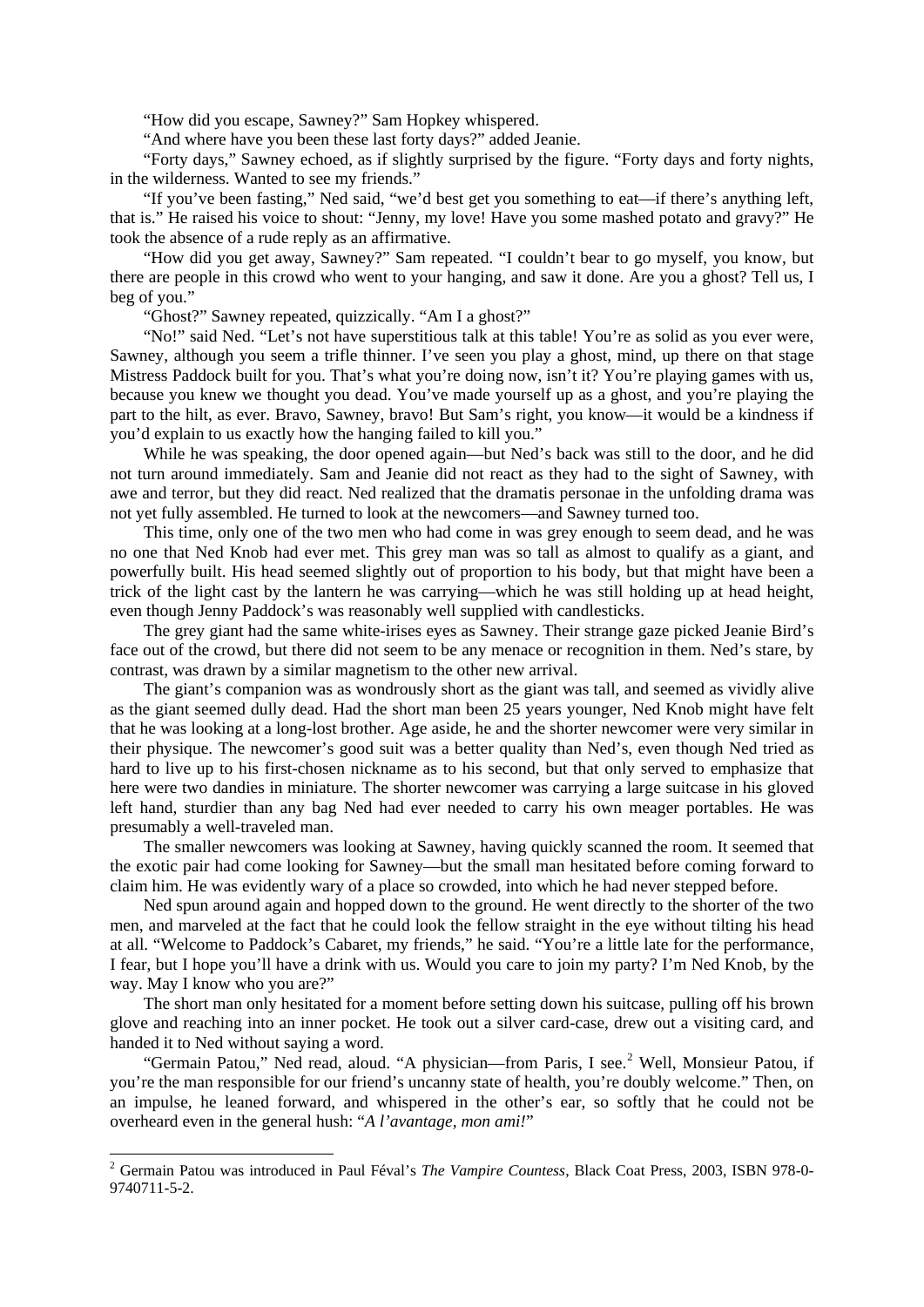"How did you escape, Sawney?" Sam Hopkey whispered.

"And where have you been these last forty days?" added Jeanie.

"Forty days," Sawney echoed, as if slightly surprised by the figure. "Forty days and forty nights, in the wilderness. Wanted to see my friends."

"If you've been fasting," Ned said, "we'd best get you something to eat—if there's anything left, that is." He raised his voice to shout: "Jenny, my love! Have you some mashed potato and gravy?" He took the absence of a rude reply as an affirmative.

"How did you get away, Sawney?" Sam repeated. "I couldn't bear to go myself, you know, but there are people in this crowd who went to your hanging, and saw it done. Are you a ghost? Tell us, I beg of you."

"Ghost?" Sawney repeated, quizzically. "Am I a ghost?"

"No!" said Ned. "Let's not have superstitious talk at this table! You're as solid as you ever were, Sawney, although you seem a trifle thinner. I've seen you play a ghost, mind, up there on that stage Mistress Paddock built for you. That's what you're doing now, isn't it? You're playing games with us, because you knew we thought you dead. You've made yourself up as a ghost, and you're playing the part to the hilt, as ever. Bravo, Sawney, bravo! But Sam's right, you know—it would be a kindness if you'd explain to us exactly how the hanging failed to kill you."

While he was speaking, the door opened again—but Ned's back was still to the door, and he did not turn around immediately. Sam and Jeanie did not react as they had to the sight of Sawney, with awe and terror, but they did react. Ned realized that the dramatis personae in the unfolding drama was not yet fully assembled. He turned to look at the newcomers—and Sawney turned too.

This time, only one of the two men who had come in was grey enough to seem dead, and he was no one that Ned Knob had ever met. This grey man was so tall as almost to qualify as a giant, and powerfully built. His head seemed slightly out of proportion to his body, but that might have been a trick of the light cast by the lantern he was carrying—which he was still holding up at head height, even though Jenny Paddock's was reasonably well supplied with candlesticks.

The grey giant had the same white-irises eyes as Sawney. Their strange gaze picked Jeanie Bird's face out of the crowd, but there did not seem to be any menace or recognition in them. Ned's stare, by contrast, was drawn by a similar magnetism to the other new arrival.

The giant's companion was as wondrously short as the giant was tall, and seemed as vividly alive as the giant seemed dully dead. Had the short man been 25 years younger, Ned Knob might have felt that he was looking at a long-lost brother. Age aside, he and the shorter newcomer were very similar in their physique. The newcomer's good suit was a better quality than Ned's, even though Ned tried as hard to live up to his first-chosen nickname as to his second, but that only served to emphasize that here were two dandies in miniature. The shorter newcomer was carrying a large suitcase in his gloved left hand, sturdier than any bag Ned had ever needed to carry his own meager portables. He was presumably a well-traveled man.

The smaller newcomers was looking at Sawney, having quickly scanned the room. It seemed that the exotic pair had come looking for Sawney—but the small man hesitated before coming forward to claim him. He was evidently wary of a place so crowded, into which he had never stepped before.

Ned spun around again and hopped down to the ground. He went directly to the shorter of the two men, and marveled at the fact that he could look the fellow straight in the eye without tilting his head at all. "Welcome to Paddock's Cabaret, my friends," he said. "You're a little late for the performance, I fear, but I hope you'll have a drink with us. Would you care to join my party? I'm Ned Knob, by the way. May I know who you are?"

The short man only hesitated for a moment before setting down his suitcase, pulling off his brown glove and reaching into an inner pocket. He took out a silver card-case, drew out a visiting card, and handed it to Ned without saying a word.

"Germain Patou," Ned read, aloud. "A physician—from Paris, I see.[2] Well, Monsieur Patou, if you're the man responsible for our friend's uncanny state of health, you're doubly welcome." Then, on an impulse, he leaned forward, and whispered in the other's ear, so softly that he could not be overheard even in the general hush: "*A l'avantage, mon ami!*"

---

[2] Germain Patou was introduced in Paul Féval's *The Vampire Countess*, Black Coat Press, 2003, ISBN 978-0-9740711-5-2.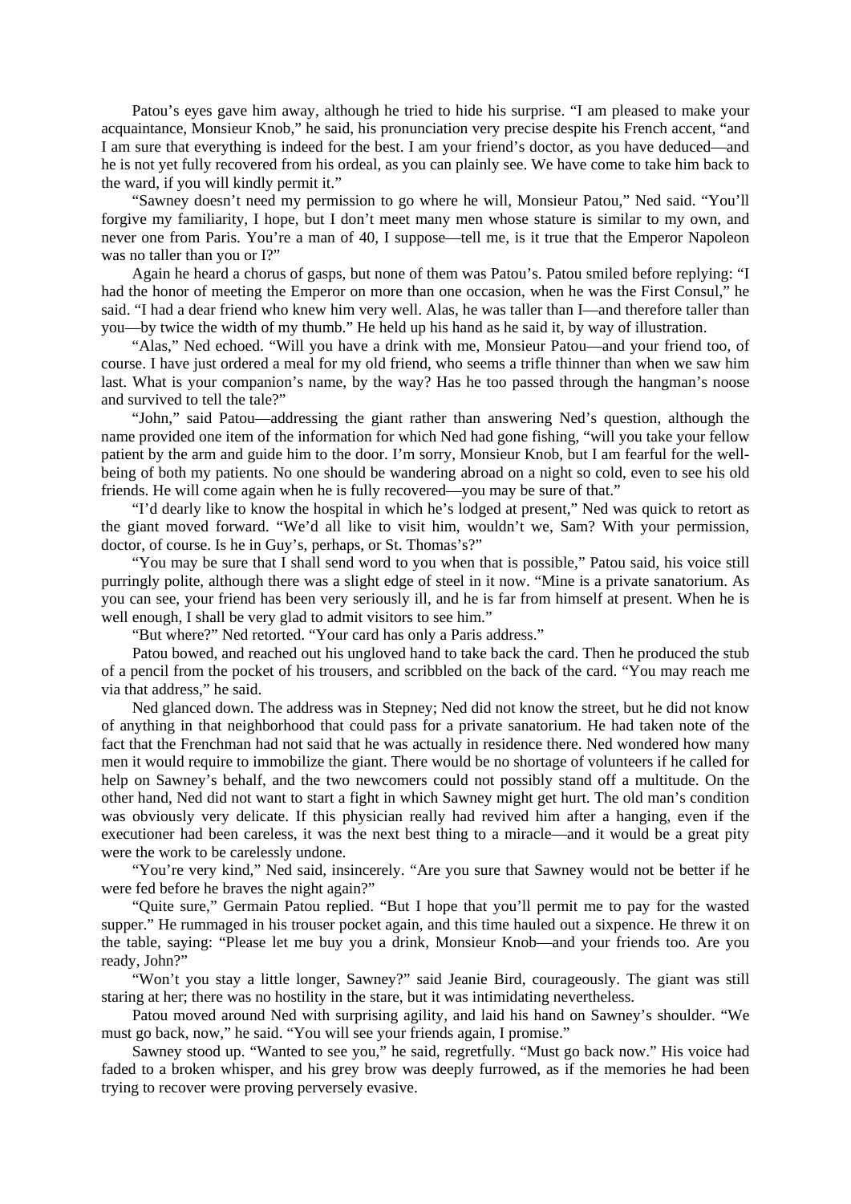Patou's eyes gave him away, although he tried to hide his surprise. "I am pleased to make your acquaintance, Monsieur Knob," he said, his pronunciation very precise despite his French accent, "and I am sure that everything is indeed for the best. I am your friend's doctor, as you have deduced—and he is not yet fully recovered from his ordeal, as you can plainly see. We have come to take him back to the ward, if you will kindly permit it."

"Sawney doesn't need my permission to go where he will, Monsieur Patou," Ned said. "You'll forgive my familiarity, I hope, but I don't meet many men whose stature is similar to my own, and never one from Paris. You're a man of 40, I suppose—tell me, is it true that the Emperor Napoleon was no taller than you or I?"

Again he heard a chorus of gasps, but none of them was Patou's. Patou smiled before replying: "I had the honor of meeting the Emperor on more than one occasion, when he was the First Consul," he said. "I had a dear friend who knew him very well. Alas, he was taller than I—and therefore taller than you—by twice the width of my thumb." He held up his hand as he said it, by way of illustration.

"Alas," Ned echoed. "Will you have a drink with me, Monsieur Patou—and your friend too, of course. I have just ordered a meal for my old friend, who seems a trifle thinner than when we saw him last. What is your companion's name, by the way? Has he too passed through the hangman's noose and survived to tell the tale?"

"John," said Patou—addressing the giant rather than answering Ned's question, although the name provided one item of the information for which Ned had gone fishing, "will you take your fellow patient by the arm and guide him to the door. I'm sorry, Monsieur Knob, but I am fearful for the well-being of both my patients. No one should be wandering abroad on a night so cold, even to see his old friends. He will come again when he is fully recovered—you may be sure of that."

"I'd dearly like to know the hospital in which he's lodged at present," Ned was quick to retort as the giant moved forward. "We'd all like to visit him, wouldn't we, Sam? With your permission, doctor, of course. Is he in Guy's, perhaps, or St. Thomas's?"

"You may be sure that I shall send word to you when that is possible," Patou said, his voice still purringly polite, although there was a slight edge of steel in it now. "Mine is a private sanatorium. As you can see, your friend has been very seriously ill, and he is far from himself at present. When he is well enough, I shall be very glad to admit visitors to see him."

"But where?" Ned retorted. "Your card has only a Paris address."

Patou bowed, and reached out his ungloved hand to take back the card. Then he produced the stub of a pencil from the pocket of his trousers, and scribbled on the back of the card. "You may reach me via that address," he said.

Ned glanced down. The address was in Stepney; Ned did not know the street, but he did not know of anything in that neighborhood that could pass for a private sanatorium. He had taken note of the fact that the Frenchman had not said that he was actually in residence there. Ned wondered how many men it would require to immobilize the giant. There would be no shortage of volunteers if he called for help on Sawney's behalf, and the two newcomers could not possibly stand off a multitude. On the other hand, Ned did not want to start a fight in which Sawney might get hurt. The old man's condition was obviously very delicate. If this physician really had revived him after a hanging, even if the executioner had been careless, it was the next best thing to a miracle—and it would be a great pity were the work to be carelessly undone.

"You're very kind," Ned said, insincerely. "Are you sure that Sawney would not be better if he were fed before he braves the night again?"

"Quite sure," Germain Patou replied. "But I hope that you'll permit me to pay for the wasted supper." He rummaged in his trouser pocket again, and this time hauled out a sixpence. He threw it on the table, saying: "Please let me buy you a drink, Monsieur Knob—and your friends too. Are you ready, John?"

"Won't you stay a little longer, Sawney?" said Jeanie Bird, courageously. The giant was still staring at her; there was no hostility in the stare, but it was intimidating nevertheless.

Patou moved around Ned with surprising agility, and laid his hand on Sawney's shoulder. "We must go back, now," he said. "You will see your friends again, I promise."

Sawney stood up. "Wanted to see you," he said, regretfully. "Must go back now." His voice had faded to a broken whisper, and his grey brow was deeply furrowed, as if the memories he had been trying to recover were proving perversely evasive.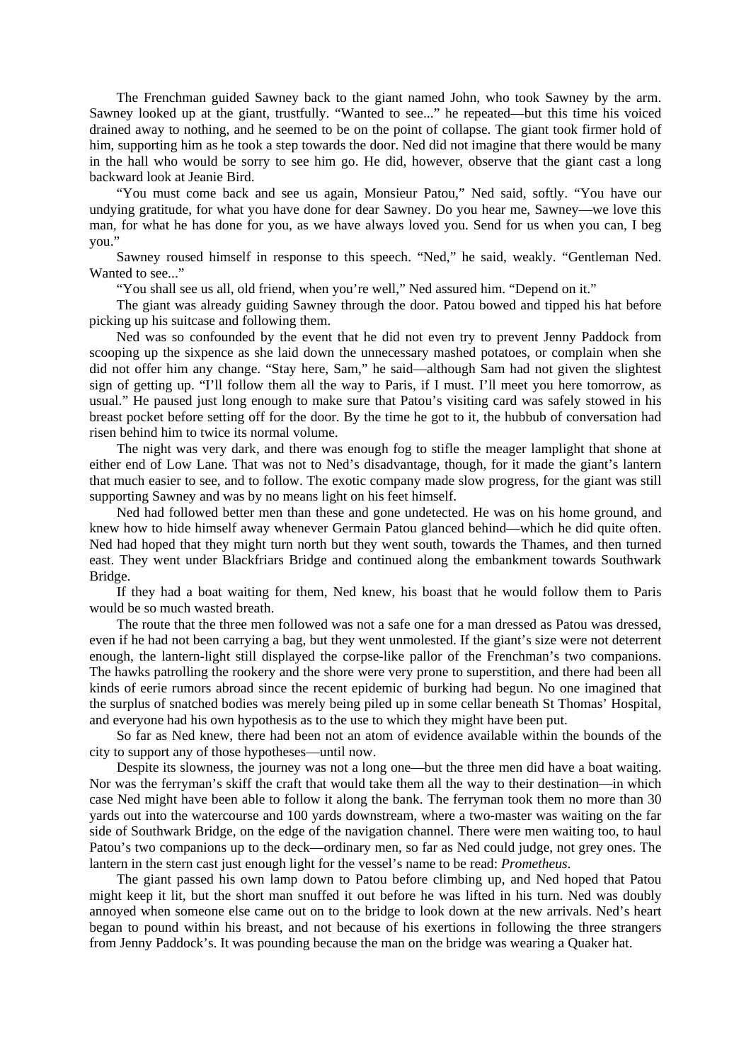The Frenchman guided Sawney back to the giant named John, who took Sawney by the arm. Sawney looked up at the giant, trustfully. "Wanted to see..." he repeated—but this time his voiced drained away to nothing, and he seemed to be on the point of collapse. The giant took firmer hold of him, supporting him as he took a step towards the door. Ned did not imagine that there would be many in the hall who would be sorry to see him go. He did, however, observe that the giant cast a long backward look at Jeanie Bird.

"You must come back and see us again, Monsieur Patou," Ned said, softly. "You have our undying gratitude, for what you have done for dear Sawney. Do you hear me, Sawney—we love this man, for what he has done for you, as we have always loved you. Send for us when you can, I beg you."

Sawney roused himself in response to this speech. "Ned," he said, weakly. "Gentleman Ned. Wanted to see..."

"You shall see us all, old friend, when you're well," Ned assured him. "Depend on it."

The giant was already guiding Sawney through the door. Patou bowed and tipped his hat before picking up his suitcase and following them.

Ned was so confounded by the event that he did not even try to prevent Jenny Paddock from scooping up the sixpence as she laid down the unnecessary mashed potatoes, or complain when she did not offer him any change. "Stay here, Sam," he said—although Sam had not given the slightest sign of getting up. "I'll follow them all the way to Paris, if I must. I'll meet you here tomorrow, as usual." He paused just long enough to make sure that Patou's visiting card was safely stowed in his breast pocket before setting off for the door. By the time he got to it, the hubbub of conversation had risen behind him to twice its normal volume.

The night was very dark, and there was enough fog to stifle the meager lamplight that shone at either end of Low Lane. That was not to Ned's disadvantage, though, for it made the giant's lantern that much easier to see, and to follow. The exotic company made slow progress, for the giant was still supporting Sawney and was by no means light on his feet himself.

Ned had followed better men than these and gone undetected. He was on his home ground, and knew how to hide himself away whenever Germain Patou glanced behind—which he did quite often. Ned had hoped that they might turn north but they went south, towards the Thames, and then turned east. They went under Blackfriars Bridge and continued along the embankment towards Southwark Bridge.

If they had a boat waiting for them, Ned knew, his boast that he would follow them to Paris would be so much wasted breath.

The route that the three men followed was not a safe one for a man dressed as Patou was dressed, even if he had not been carrying a bag, but they went unmolested. If the giant's size were not deterrent enough, the lantern-light still displayed the corpse-like pallor of the Frenchman's two companions. The hawks patrolling the rookery and the shore were very prone to superstition, and there had been all kinds of eerie rumors abroad since the recent epidemic of burking had begun. No one imagined that the surplus of snatched bodies was merely being piled up in some cellar beneath St Thomas' Hospital, and everyone had his own hypothesis as to the use to which they might have been put.

So far as Ned knew, there had been not an atom of evidence available within the bounds of the city to support any of those hypotheses—until now.

Despite its slowness, the journey was not a long one—but the three men did have a boat waiting. Nor was the ferryman's skiff the craft that would take them all the way to their destination—in which case Ned might have been able to follow it along the bank. The ferryman took them no more than 30 yards out into the watercourse and 100 yards downstream, where a two-master was waiting on the far side of Southwark Bridge, on the edge of the navigation channel. There were men waiting too, to haul Patou's two companions up to the deck—ordinary men, so far as Ned could judge, not grey ones. The lantern in the stern cast just enough light for the vessel's name to be read: *Prometheus*.

The giant passed his own lamp down to Patou before climbing up, and Ned hoped that Patou might keep it lit, but the short man snuffed it out before he was lifted in his turn. Ned was doubly annoyed when someone else came out on to the bridge to look down at the new arrivals. Ned's heart began to pound within his breast, and not because of his exertions in following the three strangers from Jenny Paddock's. It was pounding because the man on the bridge was wearing a Quaker hat.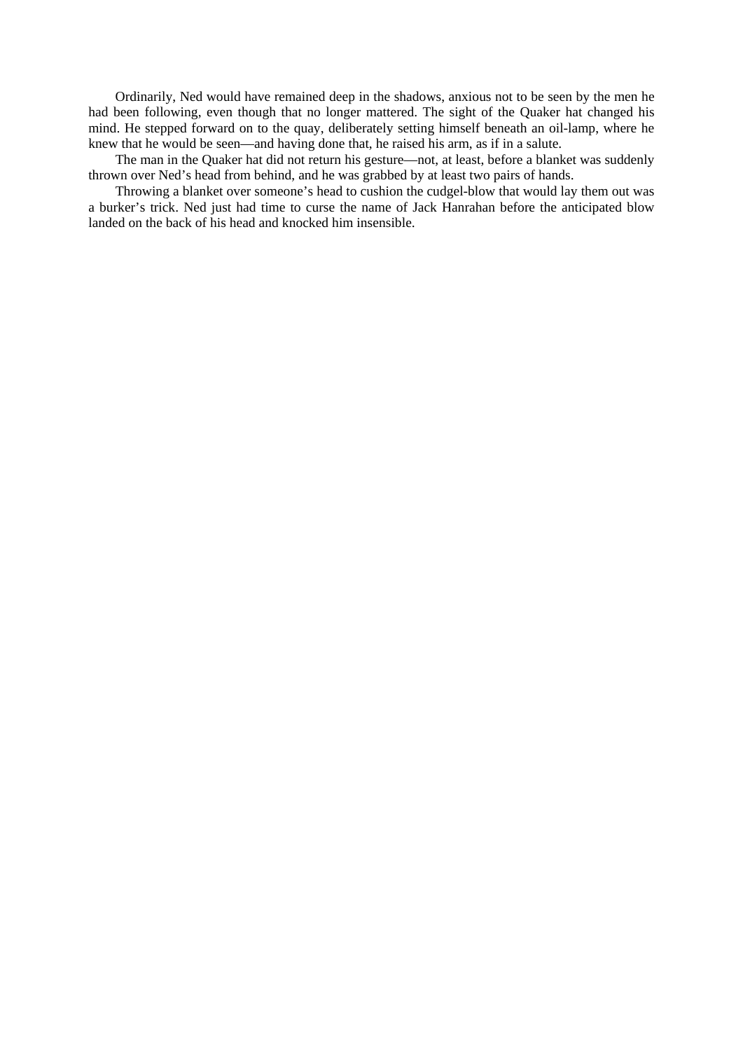Ordinarily, Ned would have remained deep in the shadows, anxious not to be seen by the men he had been following, even though that no longer mattered. The sight of the Quaker hat changed his mind. He stepped forward on to the quay, deliberately setting himself beneath an oil-lamp, where he knew that he would be seen—and having done that, he raised his arm, as if in a salute.

The man in the Quaker hat did not return his gesture—not, at least, before a blanket was suddenly thrown over Ned's head from behind, and he was grabbed by at least two pairs of hands.

Throwing a blanket over someone's head to cushion the cudgel-blow that would lay them out was a burker's trick. Ned just had time to curse the name of Jack Hanrahan before the anticipated blow landed on the back of his head and knocked him insensible.